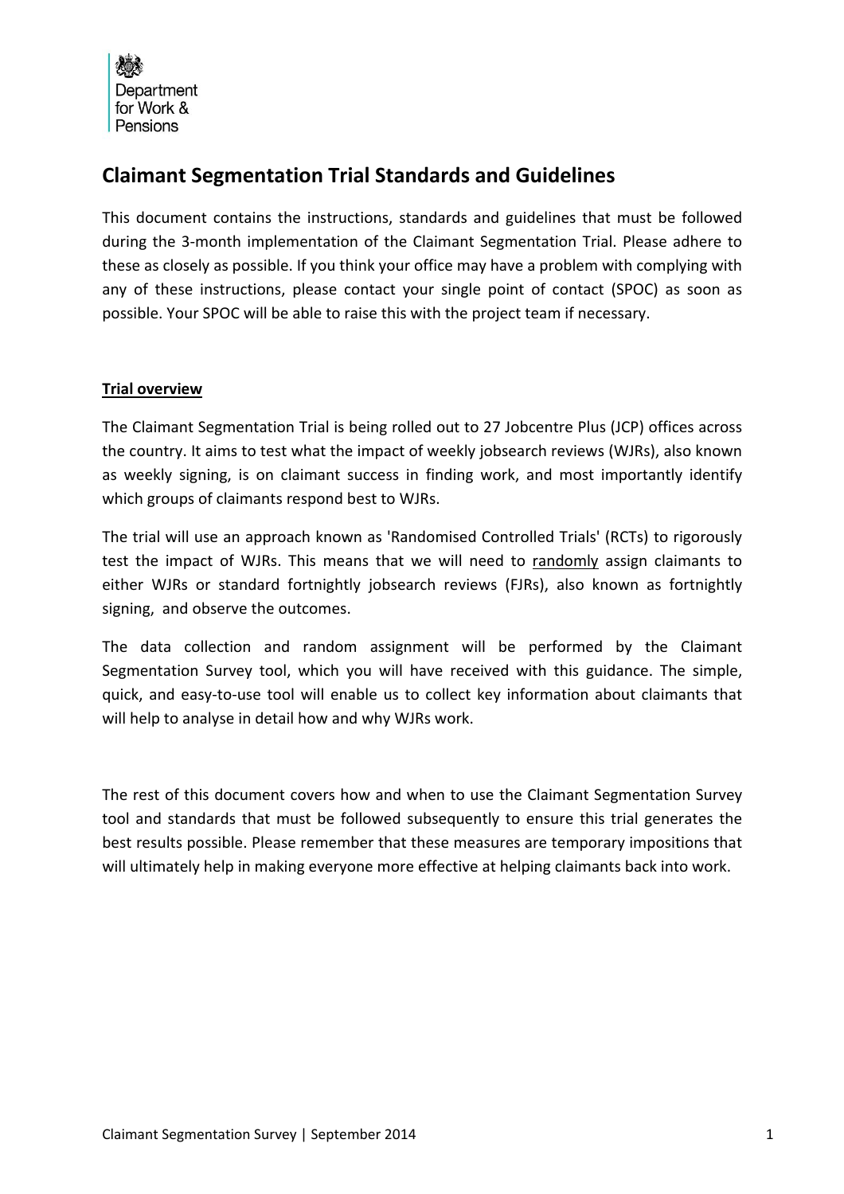Department for Work & Pensions

# Claimant Segmentation Trial Standards and Guidelines

This document contains the instructions, standards and guidelines that must be followed during the 3-month implementation of the Claimant Segmentation Trial. Please adhere to these as closely as possible. If you think your office may have a problem with complying with any of these instructions, please contact your single point of contact (SPOC) as soon as possible. Your SPOC will be able to raise this with the project team if necessary.

## Trial overview

The Claimant Segmentation Trial is being rolled out to 27 Jobcentre Plus (JCP) offices across the country. It aims to test what the impact of weekly jobsearch reviews (WJRs), also known as weekly signing, is on claimant success in finding work, and most importantly identify which groups of claimants respond best to WJRs.

The trial will use an approach known as 'Randomised Controlled Trials' (RCTs) to rigorously test the impact of WJRs. This means that we will need to randomly assign claimants to either WJRs or standard fortnightly jobsearch reviews (FJRs), also known as fortnightly signing, and observe the outcomes.

The data collection and random assignment will be performed by the Claimant Segmentation Survey tool, which you will have received with this guidance. The simple, quick, and easy-to-use tool will enable us to collect key information about claimants that will help to analyse in detail how and why WJRs work.

The rest of this document covers how and when to use the Claimant Segmentation Survey tool and standards that must be followed subsequently to ensure this trial generates the best results possible. Please remember that these measures are temporary impositions that will ultimately help in making everyone more effective at helping claimants back into work.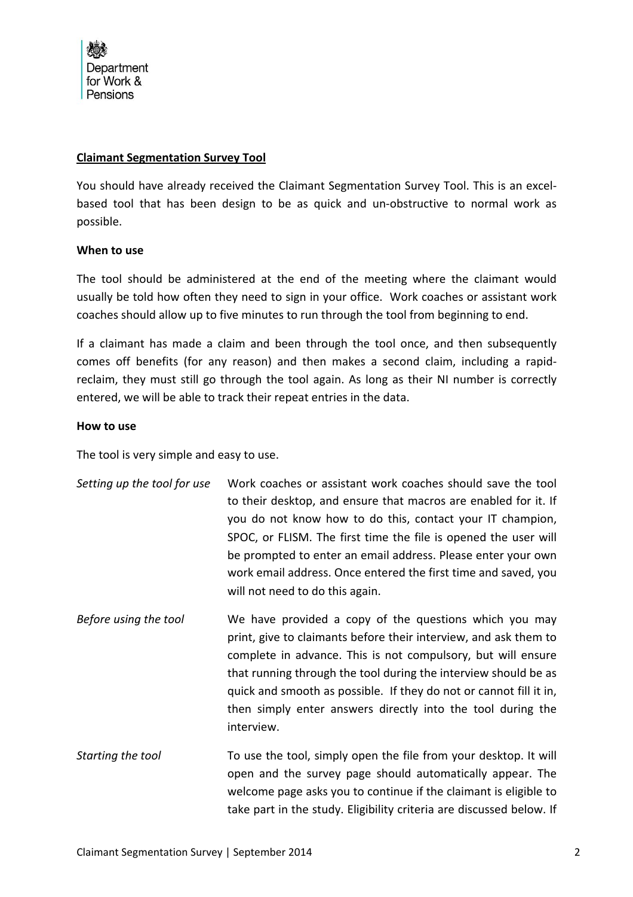**Claimant Segmentation Survey Tool**

You should have already received the Claimant Segmentation Survey Tool. This is an excel-based tool that has been design to be as quick and un-obstructive to normal work as possible.

**When to use**

The tool should be administered at the end of the meeting where the claimant would usually be told how often they need to sign in your office. Work coaches or assistant work coaches should allow up to five minutes to run through the tool from beginning to end.

If a claimant has made a claim and been through the tool once, and then subsequently comes off benefits (for any reason) and then makes a second claim, including a rapid-reclaim, they must still go through the tool again. As long as their NI number is correctly entered, we will be able to track their repeat entries in the data.

**How to use**

The tool is very simple and easy to use.

*Setting up the tool for use* Work coaches or assistant work coaches should save the tool to their desktop, and ensure that macros are enabled for it. If you do not know how to do this, contact your IT champion, SPOC, or FLISM. The first time the file is opened the user will be prompted to enter an email address. Please enter your own work email address. Once entered the first time and saved, you will not need to do this again.

*Before using the tool* We have provided a copy of the questions which you may print, give to claimants before their interview, and ask them to complete in advance. This is not compulsory, but will ensure that running through the tool during the interview should be as quick and smooth as possible. If they do not or cannot fill it in, then simply enter answers directly into the tool during the interview.

*Starting the tool* To use the tool, simply open the file from your desktop. It will open and the survey page should automatically appear. The welcome page asks you to continue if the claimant is eligible to take part in the study. Eligibility criteria are discussed below. If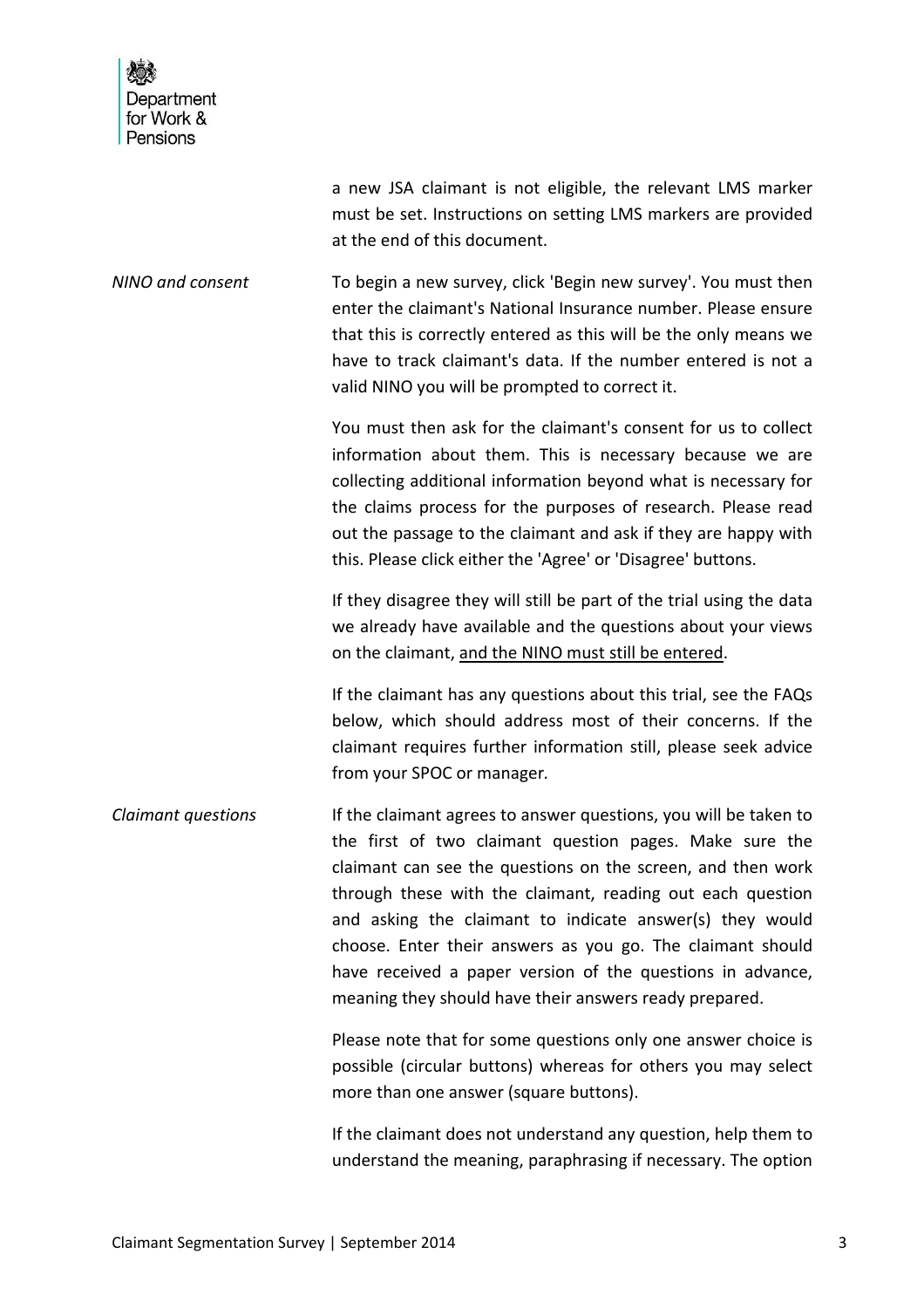a new JSA claimant is not eligible, the relevant LMS marker must be set. Instructions on setting LMS markers are provided at the end of this document.

*NINO and consent*

To begin a new survey, click 'Begin new survey'. You must then enter the claimant's National Insurance number. Please ensure that this is correctly entered as this will be the only means we have to track claimant's data. If the number entered is not a valid NINO you will be prompted to correct it.

You must then ask for the claimant's consent for us to collect information about them. This is necessary because we are collecting additional information beyond what is necessary for the claims process for the purposes of research. Please read out the passage to the claimant and ask if they are happy with this. Please click either the 'Agree' or 'Disagree' buttons.

If they disagree they will still be part of the trial using the data we already have available and the questions about your views on the claimant, <u>and the NINO must still be entered</u>.

If the claimant has any questions about this trial, see the FAQs below, which should address most of their concerns. If the claimant requires further information still, please seek advice from your SPOC or manager.

*Claimant questions*

If the claimant agrees to answer questions, you will be taken to the first of two claimant question pages. Make sure the claimant can see the questions on the screen, and then work through these with the claimant, reading out each question and asking the claimant to indicate answer(s) they would choose. Enter their answers as you go. The claimant should have received a paper version of the questions in advance, meaning they should have their answers ready prepared.

Please note that for some questions only one answer choice is possible (circular buttons) whereas for others you may select more than one answer (square buttons).

If the claimant does not understand any question, help them to understand the meaning, paraphrasing if necessary. The option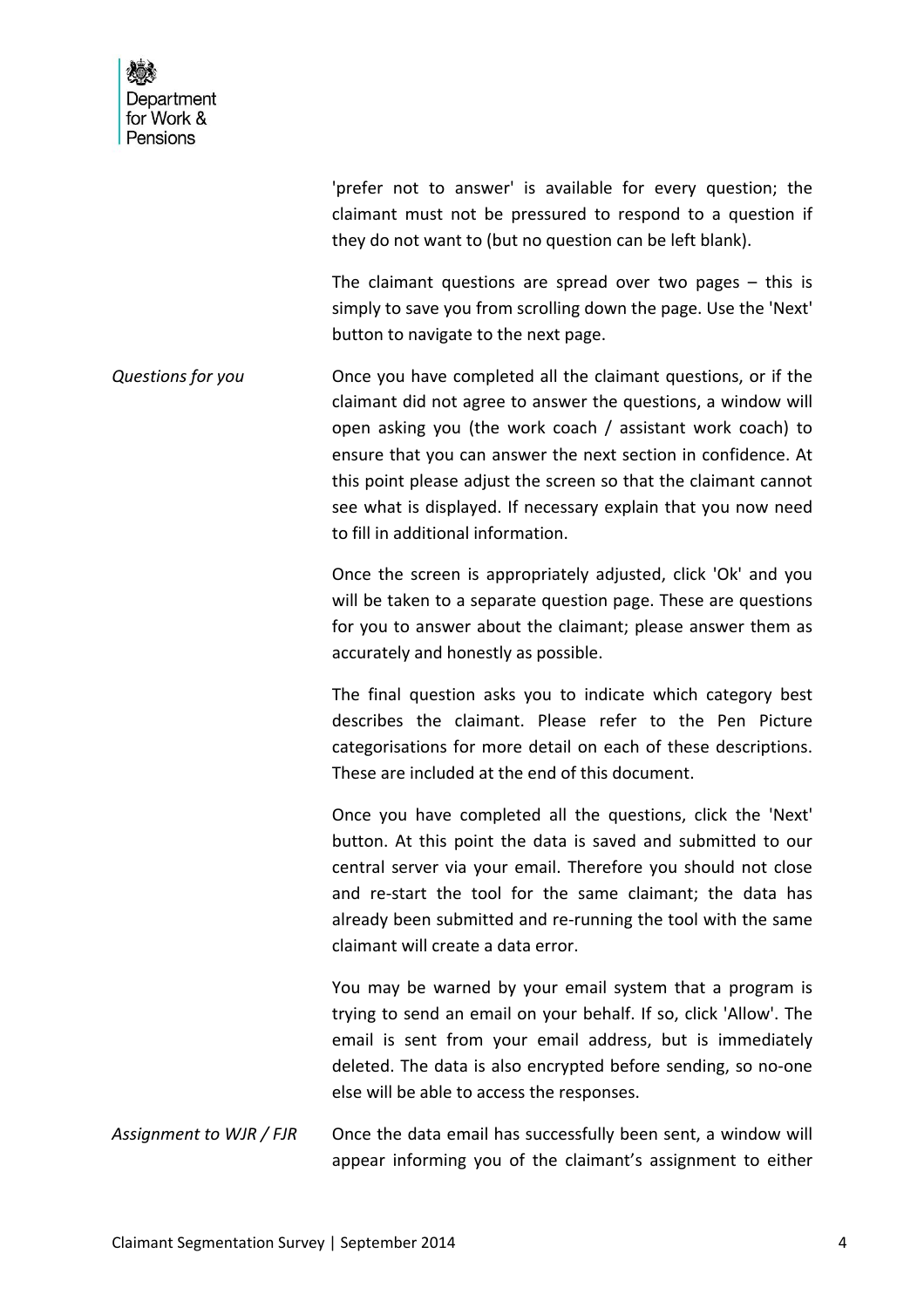'prefer not to answer' is available for every question; the claimant must not be pressured to respond to a question if they do not want to (but no question can be left blank).

The claimant questions are spread over two pages – this is simply to save you from scrolling down the page. Use the 'Next' button to navigate to the next page.

*Questions for you*

Once you have completed all the claimant questions, or if the claimant did not agree to answer the questions, a window will open asking you (the work coach / assistant work coach) to ensure that you can answer the next section in confidence. At this point please adjust the screen so that the claimant cannot see what is displayed. If necessary explain that you now need to fill in additional information.

Once the screen is appropriately adjusted, click 'Ok' and you will be taken to a separate question page. These are questions for you to answer about the claimant; please answer them as accurately and honestly as possible.

The final question asks you to indicate which category best describes the claimant. Please refer to the Pen Picture categorisations for more detail on each of these descriptions. These are included at the end of this document.

Once you have completed all the questions, click the 'Next' button. At this point the data is saved and submitted to our central server via your email. Therefore you should not close and re-start the tool for the same claimant; the data has already been submitted and re-running the tool with the same claimant will create a data error.

You may be warned by your email system that a program is trying to send an email on your behalf. If so, click 'Allow'. The email is sent from your email address, but is immediately deleted. The data is also encrypted before sending, so no-one else will be able to access the responses.

*Assignment to WJR / FJR*

Once the data email has successfully been sent, a window will appear informing you of the claimant's assignment to either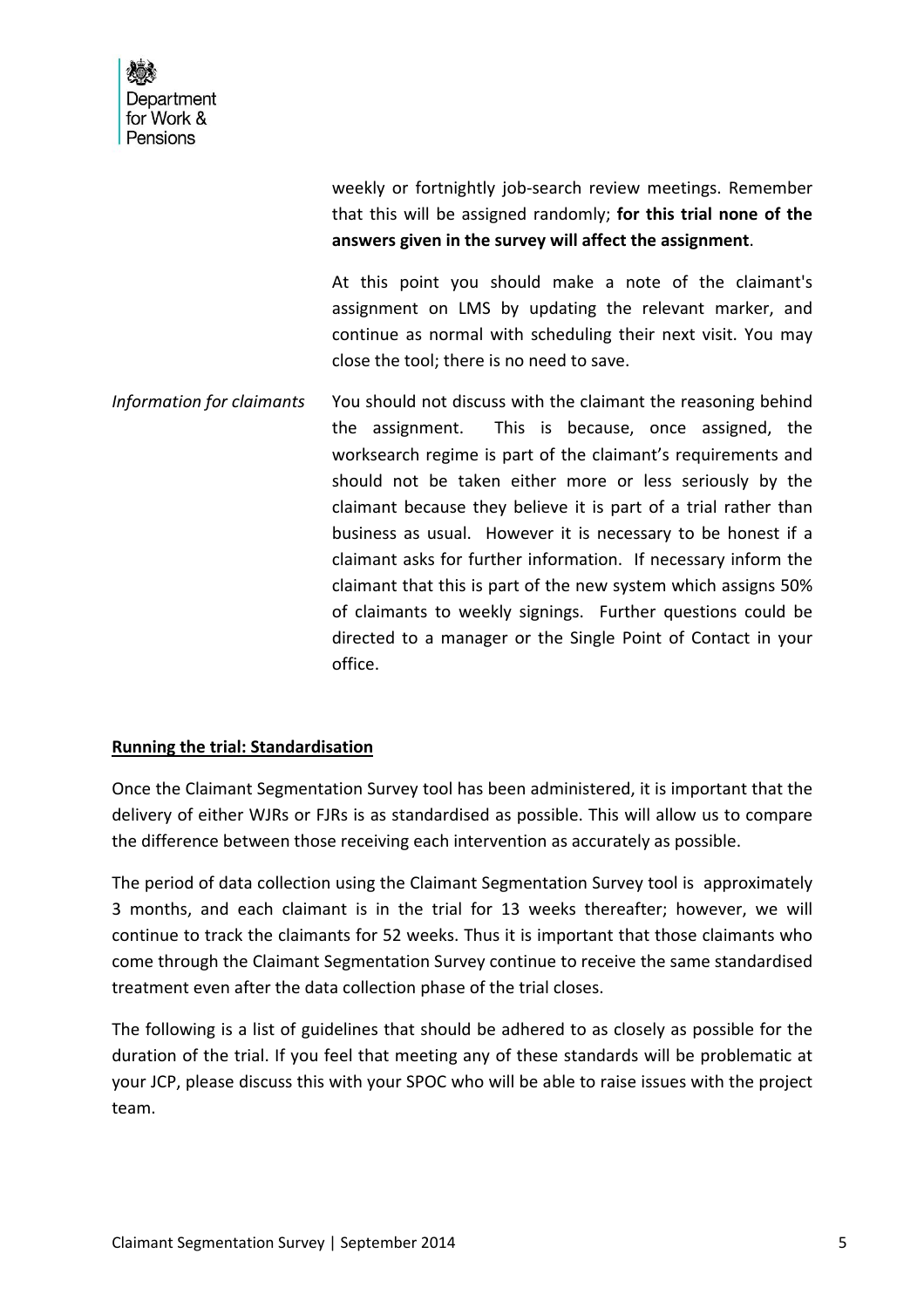weekly or fortnightly job-search review meetings. Remember that this will be assigned randomly; **for this trial none of the answers given in the survey will affect the assignment**.

At this point you should make a note of the claimant's assignment on LMS by updating the relevant marker, and continue as normal with scheduling their next visit. You may close the tool; there is no need to save.

*Information for claimants* You should not discuss with the claimant the reasoning behind the assignment. This is because, once assigned, the worksearch regime is part of the claimant's requirements and should not be taken either more or less seriously by the claimant because they believe it is part of a trial rather than business as usual. However it is necessary to be honest if a claimant asks for further information. If necessary inform the claimant that this is part of the new system which assigns 50% of claimants to weekly signings. Further questions could be directed to a manager or the Single Point of Contact in your office.

## Running the trial: Standardisation

Once the Claimant Segmentation Survey tool has been administered, it is important that the delivery of either WJRs or FJRs is as standardised as possible. This will allow us to compare the difference between those receiving each intervention as accurately as possible.

The period of data collection using the Claimant Segmentation Survey tool is approximately 3 months, and each claimant is in the trial for 13 weeks thereafter; however, we will continue to track the claimants for 52 weeks. Thus it is important that those claimants who come through the Claimant Segmentation Survey continue to receive the same standardised treatment even after the data collection phase of the trial closes.

The following is a list of guidelines that should be adhered to as closely as possible for the duration of the trial. If you feel that meeting any of these standards will be problematic at your JCP, please discuss this with your SPOC who will be able to raise issues with the project team.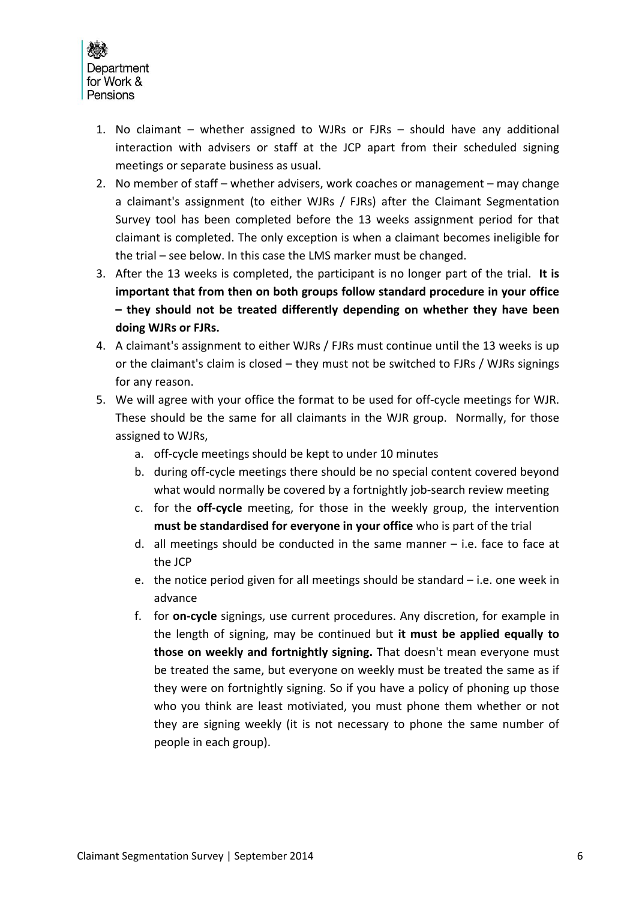1. No claimant – whether assigned to WJRs or FJRs – should have any additional interaction with advisers or staff at the JCP apart from their scheduled signing meetings or separate business as usual.
2. No member of staff – whether advisers, work coaches or management – may change a claimant's assignment (to either WJRs / FJRs) after the Claimant Segmentation Survey tool has been completed before the 13 weeks assignment period for that claimant is completed. The only exception is when a claimant becomes ineligible for the trial – see below. In this case the LMS marker must be changed.
3. After the 13 weeks is completed, the participant is no longer part of the trial. **It is important that from then on both groups follow standard procedure in your office – they should not be treated differently depending on whether they have been doing WJRs or FJRs.**
4. A claimant's assignment to either WJRs / FJRs must continue until the 13 weeks is up or the claimant's claim is closed – they must not be switched to FJRs / WJRs signings for any reason.
5. We will agree with your office the format to be used for off-cycle meetings for WJR. These should be the same for all claimants in the WJR group. Normally, for those assigned to WJRs,
    a. off-cycle meetings should be kept to under 10 minutes
    b. during off-cycle meetings there should be no special content covered beyond what would normally be covered by a fortnightly job-search review meeting
    c. for the **off-cycle** meeting, for those in the weekly group, the intervention **must be standardised for everyone in your office** who is part of the trial
    d. all meetings should be conducted in the same manner – i.e. face to face at the JCP
    e. the notice period given for all meetings should be standard – i.e. one week in advance
    f. for **on-cycle** signings, use current procedures. Any discretion, for example in the length of signing, may be continued but **it must be applied equally to those on weekly and fortnightly signing.** That doesn't mean everyone must be treated the same, but everyone on weekly must be treated the same as if they were on fortnightly signing. So if you have a policy of phoning up those who you think are least motiviated, you must phone them whether or not they are signing weekly (it is not necessary to phone the same number of people in each group).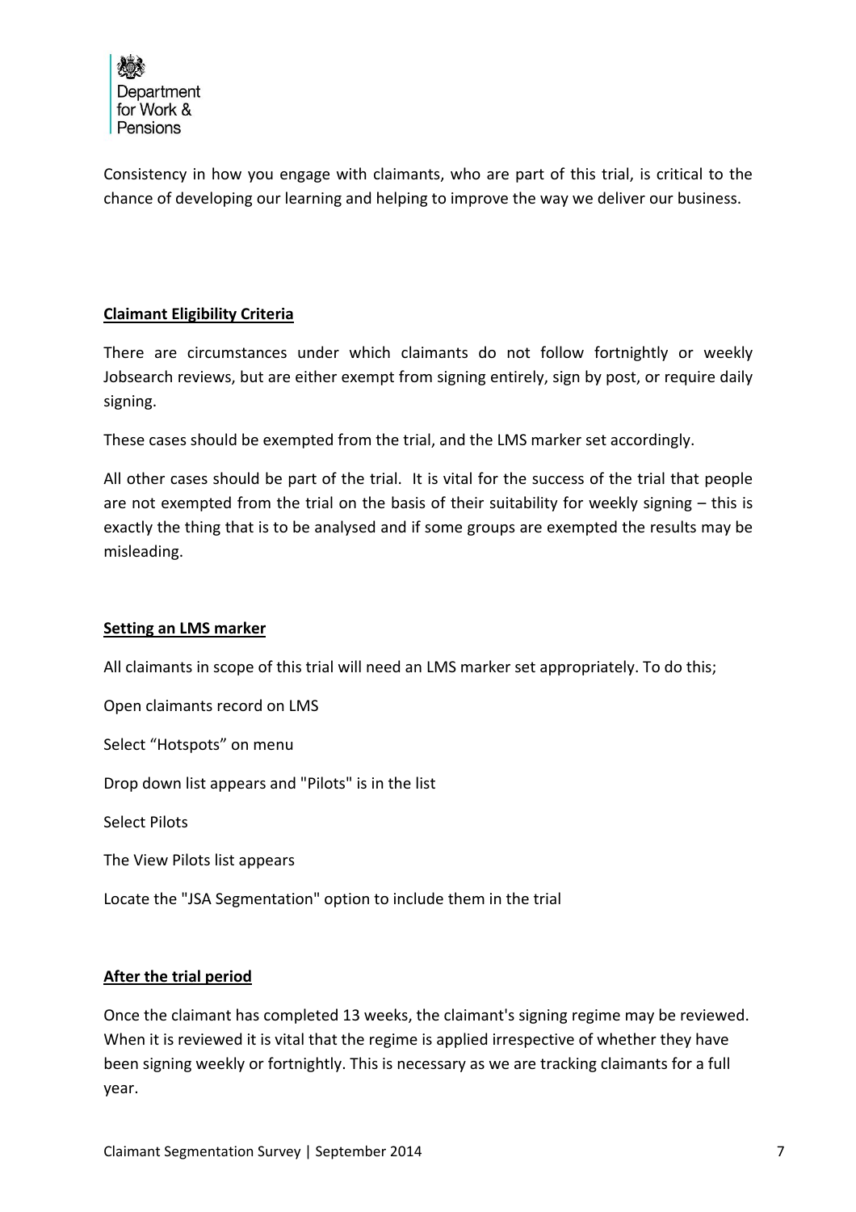Consistency in how you engage with claimants, who are part of this trial, is critical to the chance of developing our learning and helping to improve the way we deliver our business.

## Claimant Eligibility Criteria

There are circumstances under which claimants do not follow fortnightly or weekly Jobsearch reviews, but are either exempt from signing entirely, sign by post, or require daily signing.

These cases should be exempted from the trial, and the LMS marker set accordingly.

All other cases should be part of the trial. It is vital for the success of the trial that people are not exempted from the trial on the basis of their suitability for weekly signing – this is exactly the thing that is to be analysed and if some groups are exempted the results may be misleading.

## Setting an LMS marker

All claimants in scope of this trial will need an LMS marker set appropriately. To do this;

Open claimants record on LMS

Select "Hotspots" on menu

Drop down list appears and "Pilots" is in the list

Select Pilots

The View Pilots list appears

Locate the "JSA Segmentation" option to include them in the trial

## After the trial period

Once the claimant has completed 13 weeks, the claimant's signing regime may be reviewed. When it is reviewed it is vital that the regime is applied irrespective of whether they have been signing weekly or fortnightly. This is necessary as we are tracking claimants for a full year.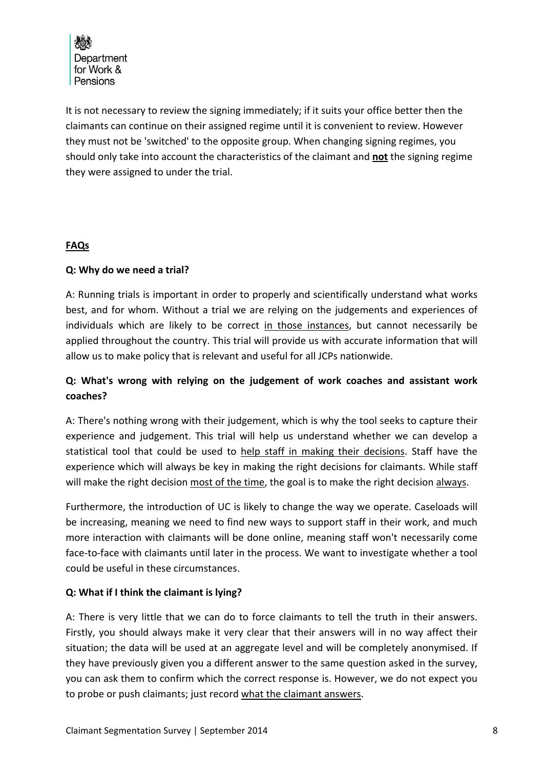It is not necessary to review the signing immediately; if it suits your office better then the claimants can continue on their assigned regime until it is convenient to review. However they must not be 'switched' to the opposite group. When changing signing regimes, you should only take into account the characteristics of the claimant and <u>**not**</u> the signing regime they were assigned to under the trial.

## <u>FAQs</u>

**Q: Why do we need a trial?**

A: Running trials is important in order to properly and scientifically understand what works best, and for whom. Without a trial we are relying on the judgements and experiences of individuals which are likely to be correct <u>in those instances</u>, but cannot necessarily be applied throughout the country. This trial will provide us with accurate information that will allow us to make policy that is relevant and useful for all JCPs nationwide.

**Q: What's wrong with relying on the judgement of work coaches and assistant work coaches?**

A: There's nothing wrong with their judgement, which is why the tool seeks to capture their experience and judgement. This trial will help us understand whether we can develop a statistical tool that could be used to <u>help staff in making their decisions</u>. Staff have the experience which will always be key in making the right decisions for claimants. While staff will make the right decision <u>most of the time</u>, the goal is to make the right decision <u>always</u>.

Furthermore, the introduction of UC is likely to change the way we operate. Caseloads will be increasing, meaning we need to find new ways to support staff in their work, and much more interaction with claimants will be done online, meaning staff won't necessarily come face-to-face with claimants until later in the process. We want to investigate whether a tool could be useful in these circumstances.

**Q: What if I think the claimant is lying?**

A: There is very little that we can do to force claimants to tell the truth in their answers. Firstly, you should always make it very clear that their answers will in no way affect their situation; the data will be used at an aggregate level and will be completely anonymised. If they have previously given you a different answer to the same question asked in the survey, you can ask them to confirm which the correct response is. However, we do not expect you to probe or push claimants; just record <u>what the claimant answers</u>.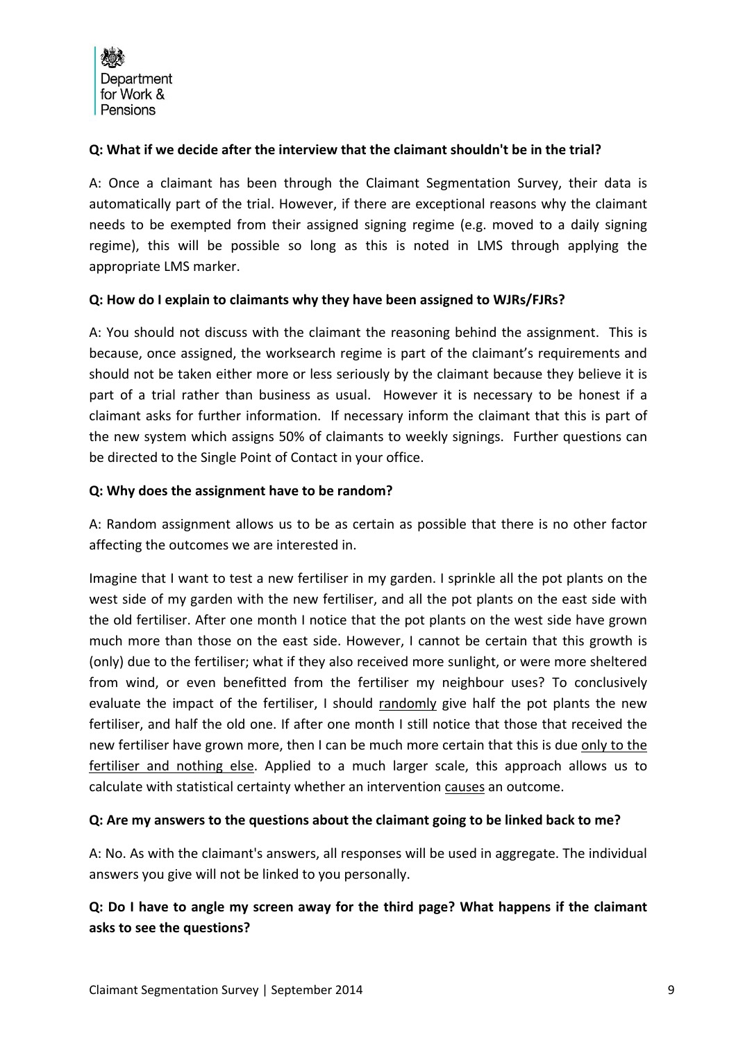**Q: What if we decide after the interview that the claimant shouldn't be in the trial?**

A: Once a claimant has been through the Claimant Segmentation Survey, their data is automatically part of the trial. However, if there are exceptional reasons why the claimant needs to be exempted from their assigned signing regime (e.g. moved to a daily signing regime), this will be possible so long as this is noted in LMS through applying the appropriate LMS marker.

**Q: How do I explain to claimants why they have been assigned to WJRs/FJRs?**

A: You should not discuss with the claimant the reasoning behind the assignment. This is because, once assigned, the worksearch regime is part of the claimant's requirements and should not be taken either more or less seriously by the claimant because they believe it is part of a trial rather than business as usual. However it is necessary to be honest if a claimant asks for further information. If necessary inform the claimant that this is part of the new system which assigns 50% of claimants to weekly signings. Further questions can be directed to the Single Point of Contact in your office.

**Q: Why does the assignment have to be random?**

A: Random assignment allows us to be as certain as possible that there is no other factor affecting the outcomes we are interested in.

Imagine that I want to test a new fertiliser in my garden. I sprinkle all the pot plants on the west side of my garden with the new fertiliser, and all the pot plants on the east side with the old fertiliser. After one month I notice that the pot plants on the west side have grown much more than those on the east side. However, I cannot be certain that this growth is (only) due to the fertiliser; what if they also received more sunlight, or were more sheltered from wind, or even benefitted from the fertiliser my neighbour uses? To conclusively evaluate the impact of the fertiliser, I should randomly give half the pot plants the new fertiliser, and half the old one. If after one month I still notice that those that received the new fertiliser have grown more, then I can be much more certain that this is due only to the fertiliser and nothing else. Applied to a much larger scale, this approach allows us to calculate with statistical certainty whether an intervention causes an outcome.

**Q: Are my answers to the questions about the claimant going to be linked back to me?**

A: No. As with the claimant's answers, all responses will be used in aggregate. The individual answers you give will not be linked to you personally.

**Q: Do I have to angle my screen away for the third page? What happens if the claimant asks to see the questions?**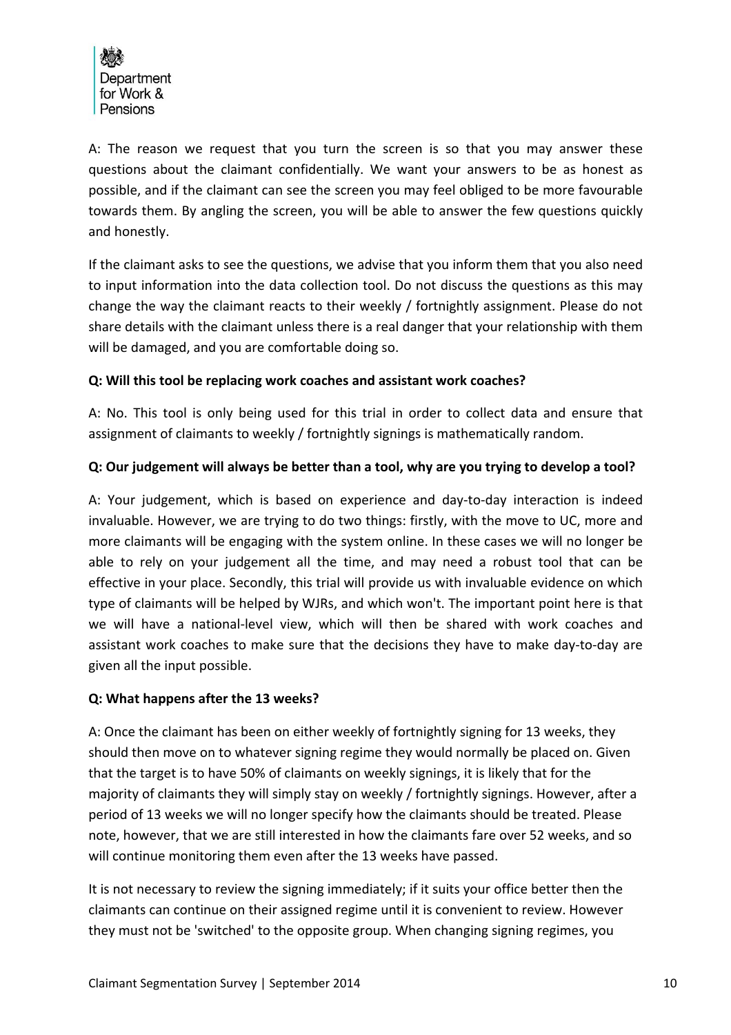A: The reason we request that you turn the screen is so that you may answer these questions about the claimant confidentially. We want your answers to be as honest as possible, and if the claimant can see the screen you may feel obliged to be more favourable towards them. By angling the screen, you will be able to answer the few questions quickly and honestly.

If the claimant asks to see the questions, we advise that you inform them that you also need to input information into the data collection tool. Do not discuss the questions as this may change the way the claimant reacts to their weekly / fortnightly assignment. Please do not share details with the claimant unless there is a real danger that your relationship with them will be damaged, and you are comfortable doing so.

**Q: Will this tool be replacing work coaches and assistant work coaches?**

A: No. This tool is only being used for this trial in order to collect data and ensure that assignment of claimants to weekly / fortnightly signings is mathematically random.

**Q: Our judgement will always be better than a tool, why are you trying to develop a tool?**

A: Your judgement, which is based on experience and day-to-day interaction is indeed invaluable. However, we are trying to do two things: firstly, with the move to UC, more and more claimants will be engaging with the system online. In these cases we will no longer be able to rely on your judgement all the time, and may need a robust tool that can be effective in your place. Secondly, this trial will provide us with invaluable evidence on which type of claimants will be helped by WJRs, and which won't. The important point here is that we will have a national-level view, which will then be shared with work coaches and assistant work coaches to make sure that the decisions they have to make day-to-day are given all the input possible.

**Q: What happens after the 13 weeks?**

A: Once the claimant has been on either weekly of fortnightly signing for 13 weeks, they should then move on to whatever signing regime they would normally be placed on. Given that the target is to have 50% of claimants on weekly signings, it is likely that for the majority of claimants they will simply stay on weekly / fortnightly signings. However, after a period of 13 weeks we will no longer specify how the claimants should be treated. Please note, however, that we are still interested in how the claimants fare over 52 weeks, and so will continue monitoring them even after the 13 weeks have passed.

It is not necessary to review the signing immediately; if it suits your office better then the claimants can continue on their assigned regime until it is convenient to review. However they must not be 'switched' to the opposite group. When changing signing regimes, you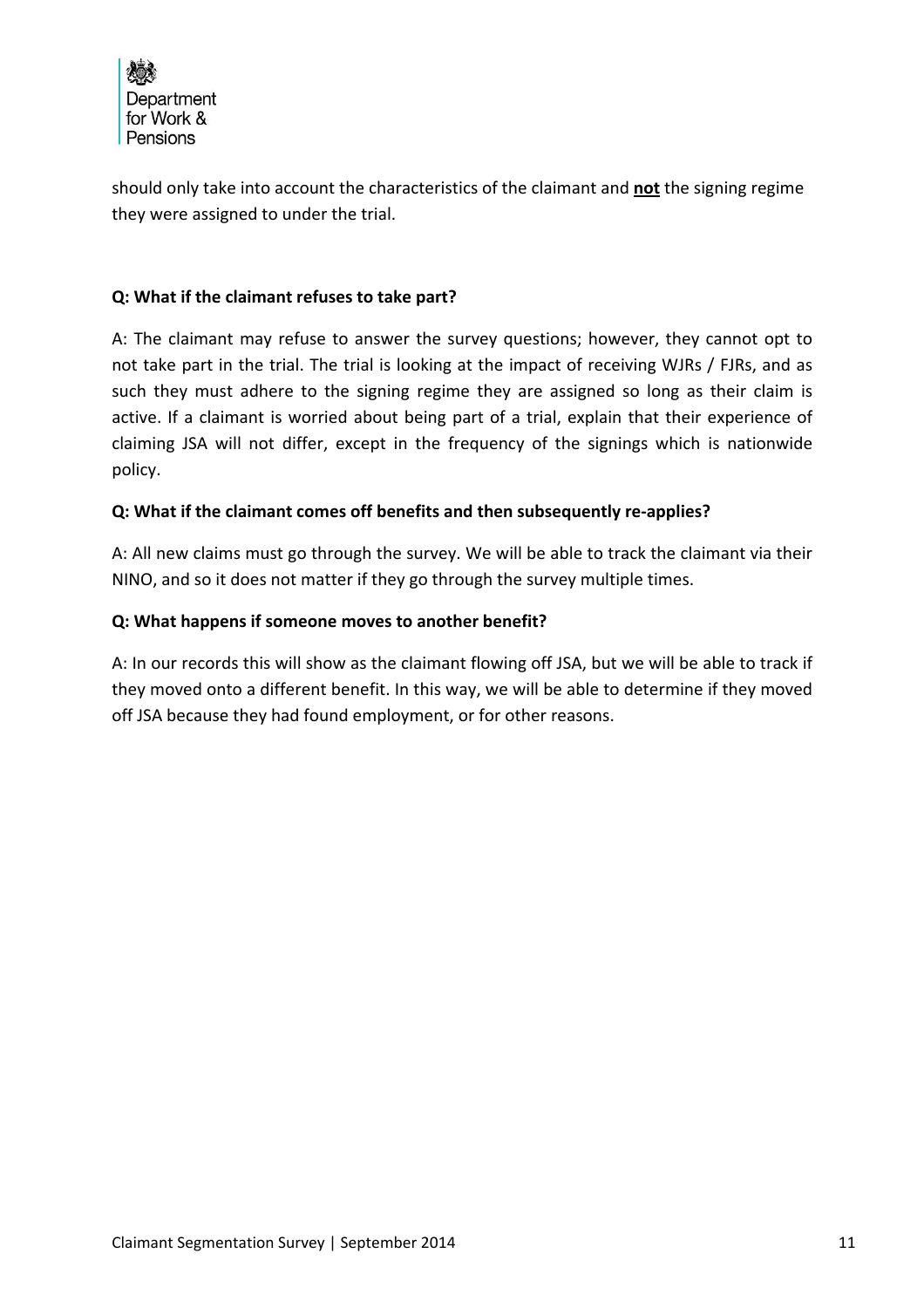should only take into account the characteristics of the claimant and **not** the signing regime they were assigned to under the trial.

**Q: What if the claimant refuses to take part?**

A: The claimant may refuse to answer the survey questions; however, they cannot opt to not take part in the trial. The trial is looking at the impact of receiving WJRs / FJRs, and as such they must adhere to the signing regime they are assigned so long as their claim is active. If a claimant is worried about being part of a trial, explain that their experience of claiming JSA will not differ, except in the frequency of the signings which is nationwide policy.

**Q: What if the claimant comes off benefits and then subsequently re-applies?**

A: All new claims must go through the survey. We will be able to track the claimant via their NINO, and so it does not matter if they go through the survey multiple times.

**Q: What happens if someone moves to another benefit?**

A: In our records this will show as the claimant flowing off JSA, but we will be able to track if they moved onto a different benefit. In this way, we will be able to determine if they moved off JSA because they had found employment, or for other reasons.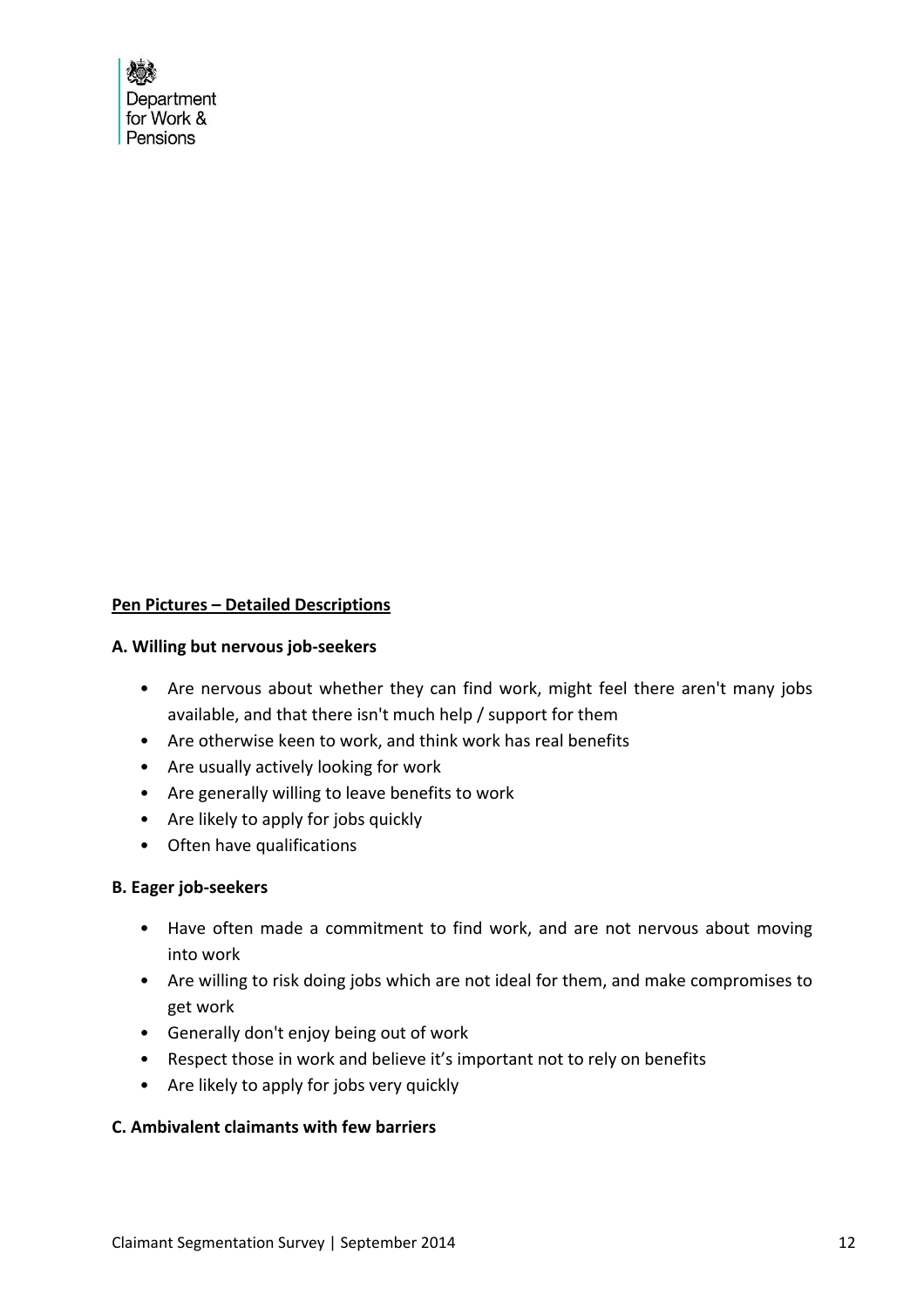**Pen Pictures – Detailed Descriptions**

**A. Willing but nervous job-seekers**

- Are nervous about whether they can find work, might feel there aren't many jobs available, and that there isn't much help / support for them
- Are otherwise keen to work, and think work has real benefits
- Are usually actively looking for work
- Are generally willing to leave benefits to work
- Are likely to apply for jobs quickly
- Often have qualifications

**B. Eager job-seekers**

- Have often made a commitment to find work, and are not nervous about moving into work
- Are willing to risk doing jobs which are not ideal for them, and make compromises to get work
- Generally don't enjoy being out of work
- Respect those in work and believe it's important not to rely on benefits
- Are likely to apply for jobs very quickly

**C. Ambivalent claimants with few barriers**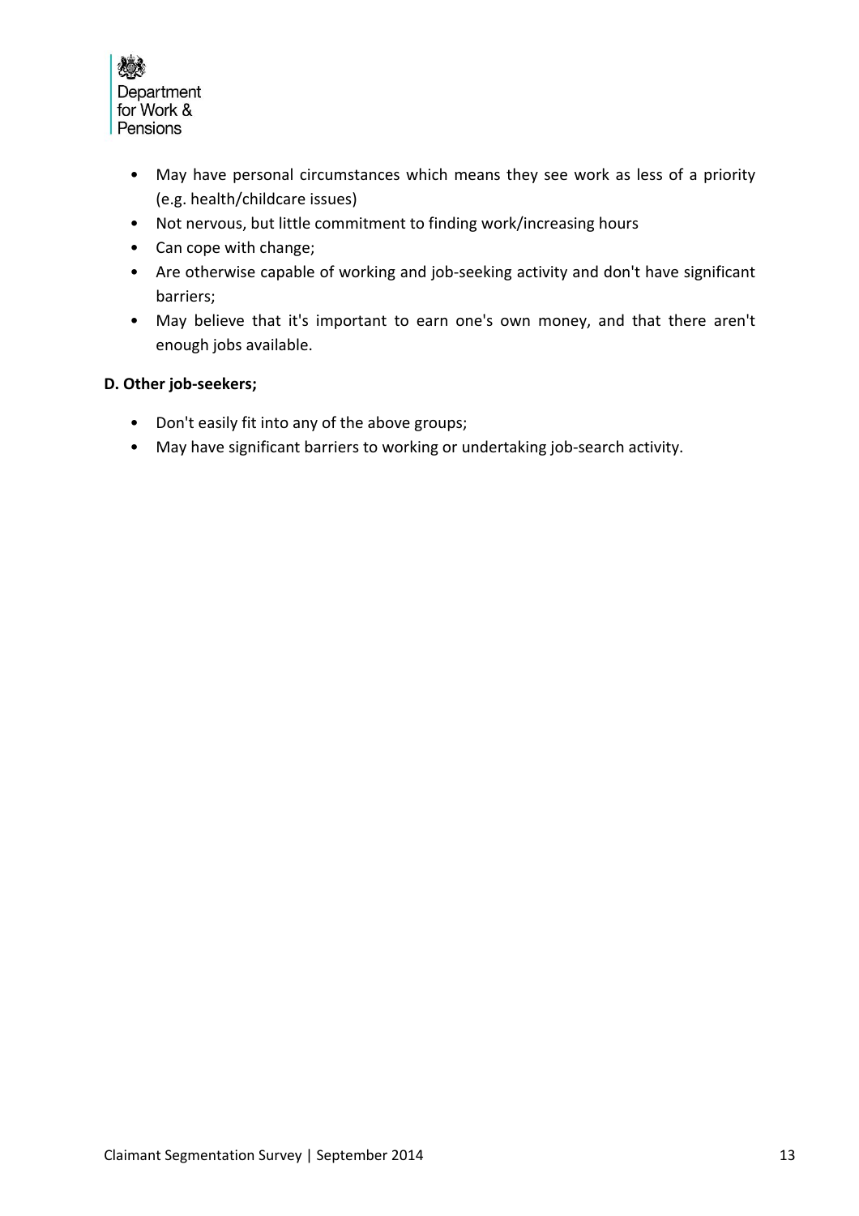- May have personal circumstances which means they see work as less of a priority (e.g. health/childcare issues)
- Not nervous, but little commitment to finding work/increasing hours
- Can cope with change;
- Are otherwise capable of working and job-seeking activity and don't have significant barriers;
- May believe that it's important to earn one's own money, and that there aren't enough jobs available.

**D. Other job-seekers;**

- Don't easily fit into any of the above groups;
- May have significant barriers to working or undertaking job-search activity.